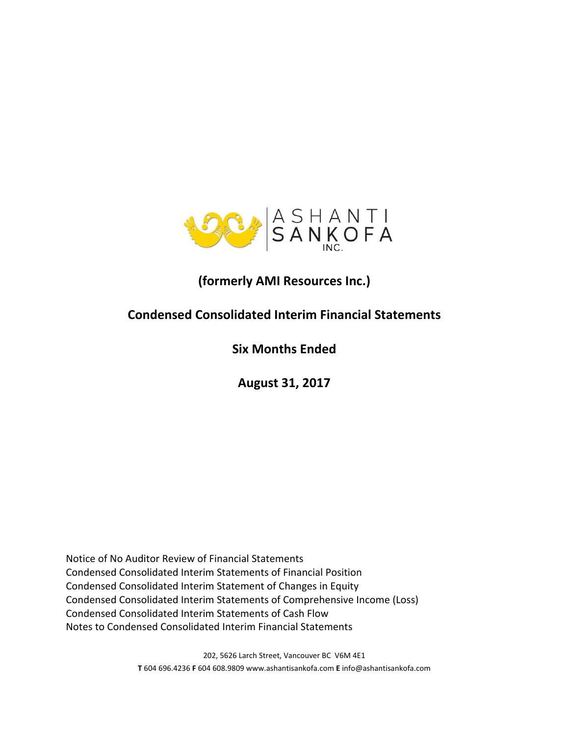ASHANTI SANKOFA INC.

## (formerly AMI Resources Inc.)

## Condensed Consolidated Interim Financial Statements

## Six Months Ended

## August 31, 2017

Notice of No Auditor Review of Financial Statements
Condensed Consolidated Interim Statements of Financial Position
Condensed Consolidated Interim Statement of Changes in Equity
Condensed Consolidated Interim Statements of Comprehensive Income (Loss)
Condensed Consolidated Interim Statements of Cash Flow
Notes to Condensed Consolidated Interim Financial Statements

202, 5626 Larch Street, Vancouver BC V6M 4E1
**T** 604 696.4236 **F** 604 608.9809 www.ashantisankofa.com **E** info@ashantisankofa.com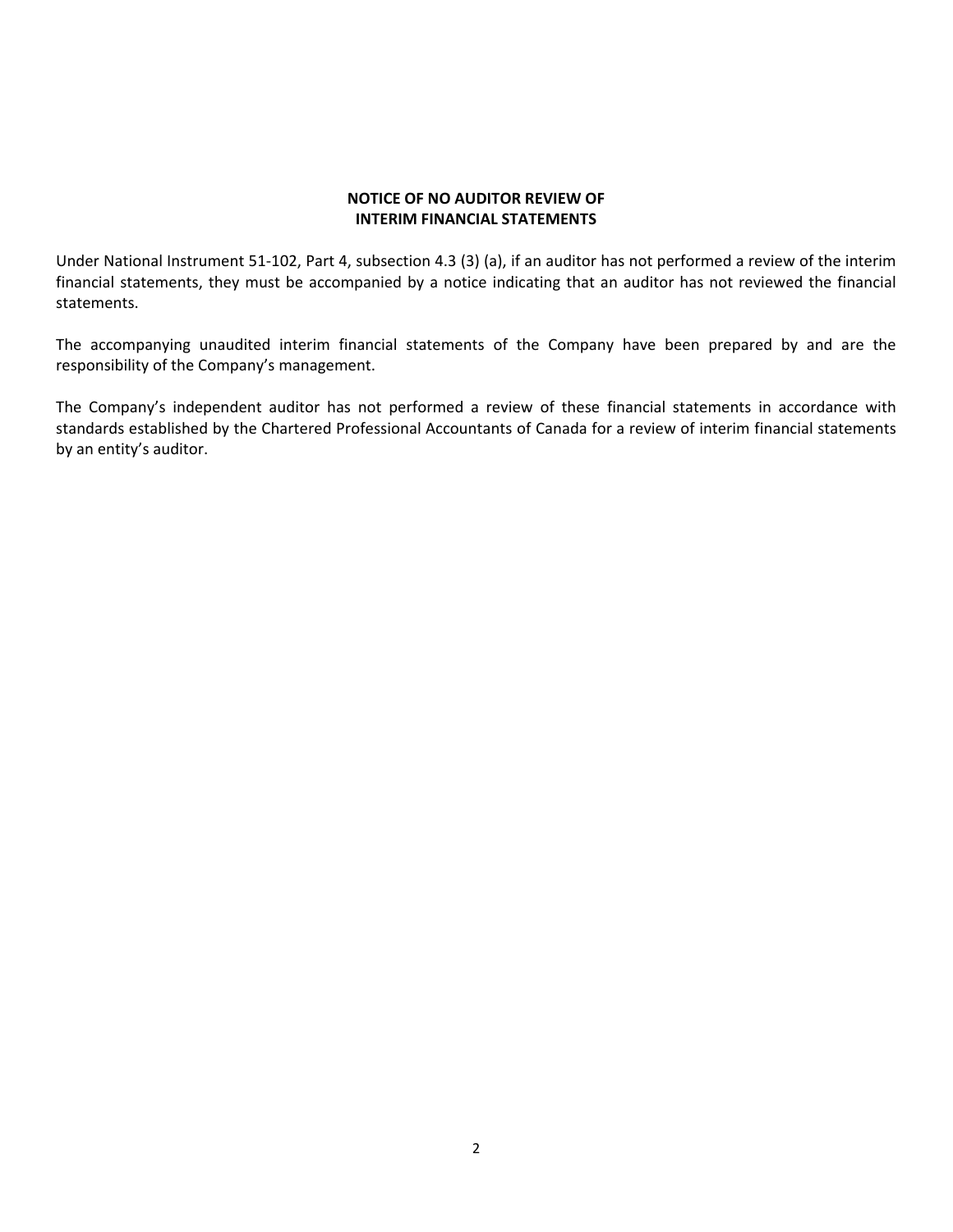## NOTICE OF NO AUDITOR REVIEW OF INTERIM FINANCIAL STATEMENTS

Under National Instrument 51-102, Part 4, subsection 4.3 (3) (a), if an auditor has not performed a review of the interim financial statements, they must be accompanied by a notice indicating that an auditor has not reviewed the financial statements.

The accompanying unaudited interim financial statements of the Company have been prepared by and are the responsibility of the Company's management.

The Company's independent auditor has not performed a review of these financial statements in accordance with standards established by the Chartered Professional Accountants of Canada for a review of interim financial statements by an entity's auditor.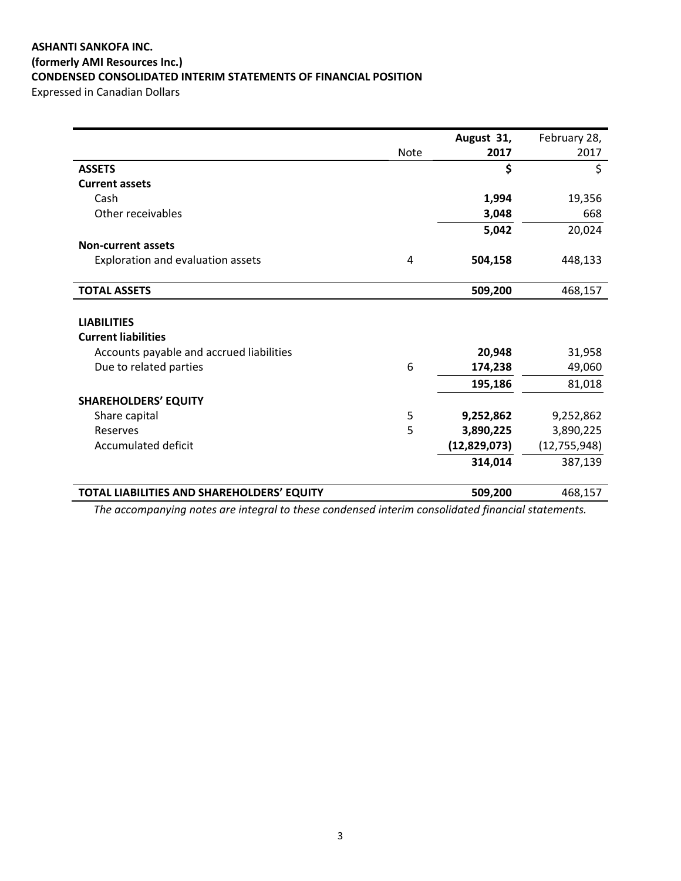**ASHANTI SANKOFA INC.**
**(formerly AMI Resources Inc.)**
**CONDENSED CONSOLIDATED INTERIM STATEMENTS OF FINANCIAL POSITION**
Expressed in Canadian Dollars

| | Note | **August 31, 2017** | February 28, 2017 |
|---|---|---|---|
| **ASSETS** | | **$** | $ |
| **Current assets** | | | |
| Cash | | **1,994** | 19,356 |
| Other receivables | | **3,048** | 668 |
| | | **5,042** | 20,024 |
| **Non-current assets** | | | |
| Exploration and evaluation assets | 4 | **504,158** | 448,133 |
| **TOTAL ASSETS** | | **509,200** | 468,157 |
| | | | |
| **LIABILITIES** | | | |
| **Current liabilities** | | | |
| Accounts payable and accrued liabilities | | **20,948** | 31,958 |
| Due to related parties | 6 | **174,238** | 49,060 |
| | | **195,186** | 81,018 |
| **SHAREHOLDERS' EQUITY** | | | |
| Share capital | 5 | **9,252,862** | 9,252,862 |
| Reserves | 5 | **3,890,225** | 3,890,225 |
| Accumulated deficit | | **(12,829,073)** | (12,755,948) |
| | | **314,014** | 387,139 |
| **TOTAL LIABILITIES AND SHAREHOLDERS' EQUITY** | | **509,200** | 468,157 |

*The accompanying notes are integral to these condensed interim consolidated financial statements.*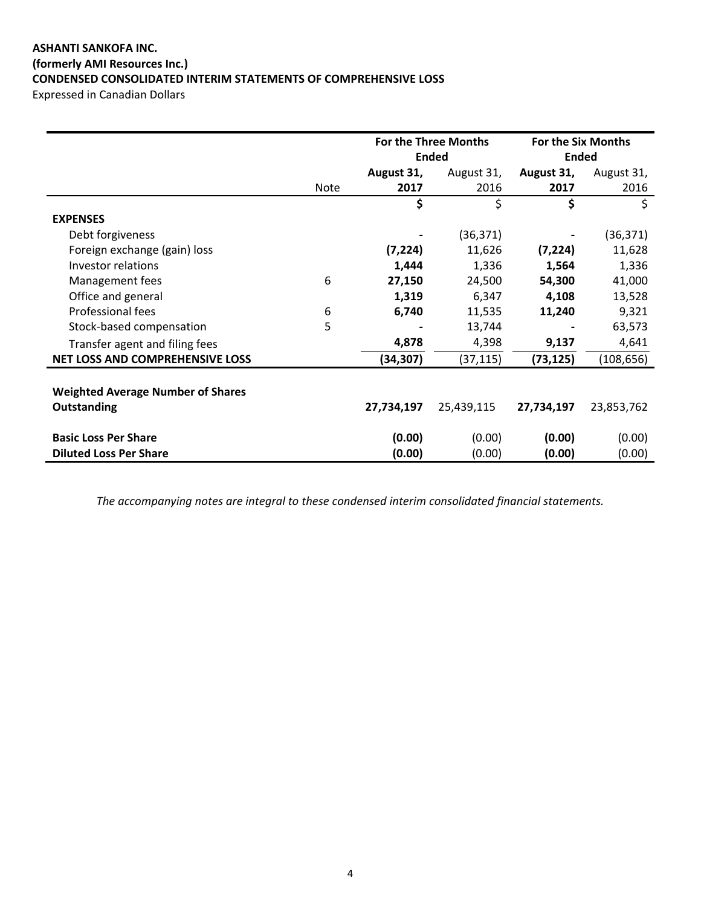**ASHANTI SANKOFA INC.**
**(formerly AMI Resources Inc.)**
**CONDENSED CONSOLIDATED INTERIM STATEMENTS OF COMPREHENSIVE LOSS**
Expressed in Canadian Dollars

| | | For the Three Months Ended | | For the Six Months Ended | |
|---|---|---|---|---|---|
| | Note | **August 31, 2017** | August 31, 2016 | **August 31, 2017** | August 31, 2016 |
| | | **$** | $ | **$** | $ |
| **EXPENSES** | | | | | |
| Debt forgiveness | | **-** | (36,371) | **-** | (36,371) |
| Foreign exchange (gain) loss | | **(7,224)** | 11,626 | **(7,224)** | 11,628 |
| Investor relations | | **1,444** | 1,336 | **1,564** | 1,336 |
| Management fees | 6 | **27,150** | 24,500 | **54,300** | 41,000 |
| Office and general | | **1,319** | 6,347 | **4,108** | 13,528 |
| Professional fees | 6 | **6,740** | 11,535 | **11,240** | 9,321 |
| Stock-based compensation | 5 | **-** | 13,744 | **-** | 63,573 |
| Transfer agent and filing fees | | **4,878** | 4,398 | **9,137** | 4,641 |
| **NET LOSS AND COMPREHENSIVE LOSS** | | **(34,307)** | (37,115) | **(73,125)** | (108,656) |
| **Weighted Average Number of Shares Outstanding** | | **27,734,197** | 25,439,115 | **27,734,197** | 23,853,762 |
| **Basic Loss Per Share** | | **(0.00)** | (0.00) | **(0.00)** | (0.00) |
| **Diluted Loss Per Share** | | **(0.00)** | (0.00) | **(0.00)** | (0.00) |

*The accompanying notes are integral to these condensed interim consolidated financial statements.*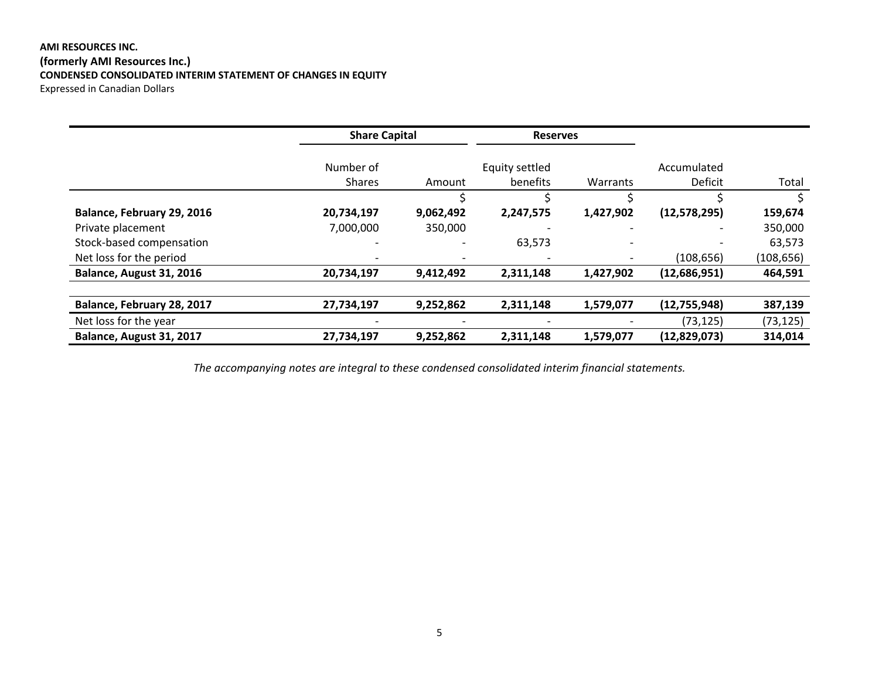**AMI RESOURCES INC.**
**(formerly AMI Resources Inc.)**
**CONDENSED CONSOLIDATED INTERIM STATEMENT OF CHANGES IN EQUITY**
Expressed in Canadian Dollars

| | Share Capital | | Reserves | | | |
|---|---|---|---|---|---|---|
| | Number of Shares | Amount | Equity settled benefits | Warrants | Accumulated Deficit | Total |
| | | $ | $ | $ | $ | $ |
| **Balance, February 29, 2016** | **20,734,197** | **9,062,492** | **2,247,575** | **1,427,902** | **(12,578,295)** | **159,674** |
| Private placement | 7,000,000 | 350,000 | - | - | - | 350,000 |
| Stock-based compensation | - | - | 63,573 | - | - | 63,573 |
| Net loss for the period | - | - | - | - | (108,656) | (108,656) |
| **Balance, August 31, 2016** | **20,734,197** | **9,412,492** | **2,311,148** | **1,427,902** | **(12,686,951)** | **464,591** |
| | | | | | | |
| **Balance, February 28, 2017** | **27,734,197** | **9,252,862** | **2,311,148** | **1,579,077** | **(12,755,948)** | **387,139** |
| Net loss for the year | - | - | - | - | (73,125) | (73,125) |
| **Balance, August 31, 2017** | **27,734,197** | **9,252,862** | **2,311,148** | **1,579,077** | **(12,829,073)** | **314,014** |

*The accompanying notes are integral to these condensed consolidated interim financial statements.*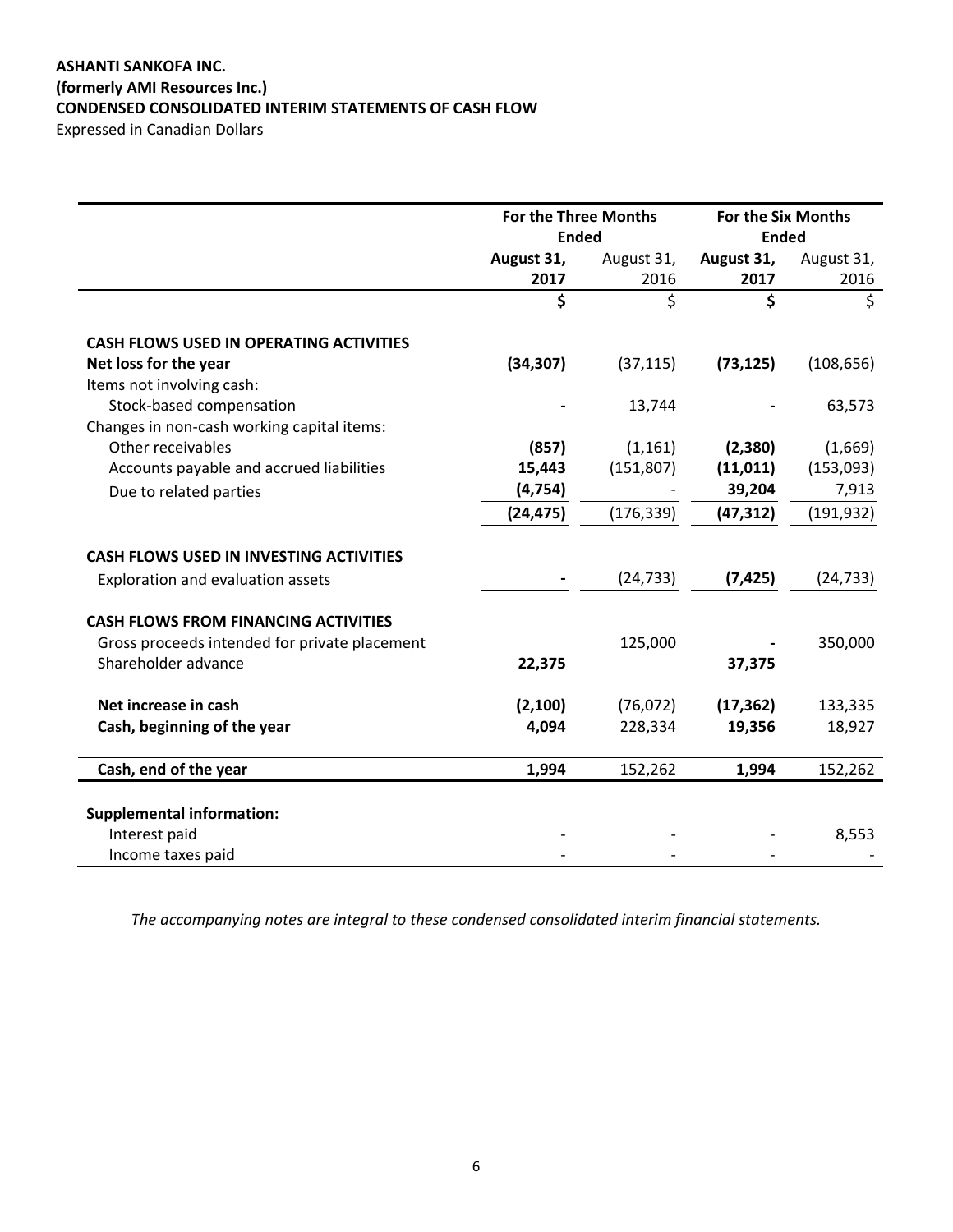**ASHANTI SANKOFA INC.**
**(formerly AMI Resources Inc.)**
**CONDENSED CONSOLIDATED INTERIM STATEMENTS OF CASH FLOW**
Expressed in Canadian Dollars

| | For the Three Months Ended | | For the Six Months Ended | |
|---|---|---|---|---|
| | **August 31, 2017** | August 31, 2016 | **August 31, 2017** | August 31, 2016 |
| | **$** | $ | **$** | $ |
| **CASH FLOWS USED IN OPERATING ACTIVITIES** | | | | |
| **Net loss for the year** | **(34,307)** | (37,115) | **(73,125)** | (108,656) |
| Items not involving cash: | | | | |
| Stock-based compensation | **-** | 13,744 | **-** | 63,573 |
| Changes in non-cash working capital items: | | | | |
| Other receivables | **(857)** | (1,161) | **(2,380)** | (1,669) |
| Accounts payable and accrued liabilities | **15,443** | (151,807) | **(11,011)** | (153,093) |
| Due to related parties | **(4,754)** | - | **39,204** | 7,913 |
| | **(24,475)** | (176,339) | **(47,312)** | (191,932) |
| **CASH FLOWS USED IN INVESTING ACTIVITIES** | | | | |
| Exploration and evaluation assets | **-** | (24,733) | **(7,425)** | (24,733) |
| **CASH FLOWS FROM FINANCING ACTIVITIES** | | | | |
| Gross proceeds intended for private placement | | 125,000 | **-** | 350,000 |
| Shareholder advance | **22,375** | | **37,375** | |
| **Net increase in cash** | **(2,100)** | (76,072) | **(17,362)** | 133,335 |
| **Cash, beginning of the year** | **4,094** | 228,334 | **19,356** | 18,927 |
| **Cash, end of the year** | **1,994** | 152,262 | **1,994** | 152,262 |
| **Supplemental information:** | | | | |
| Interest paid | - | - | - | 8,553 |
| Income taxes paid | - | - | - | - |

*The accompanying notes are integral to these condensed consolidated interim financial statements.*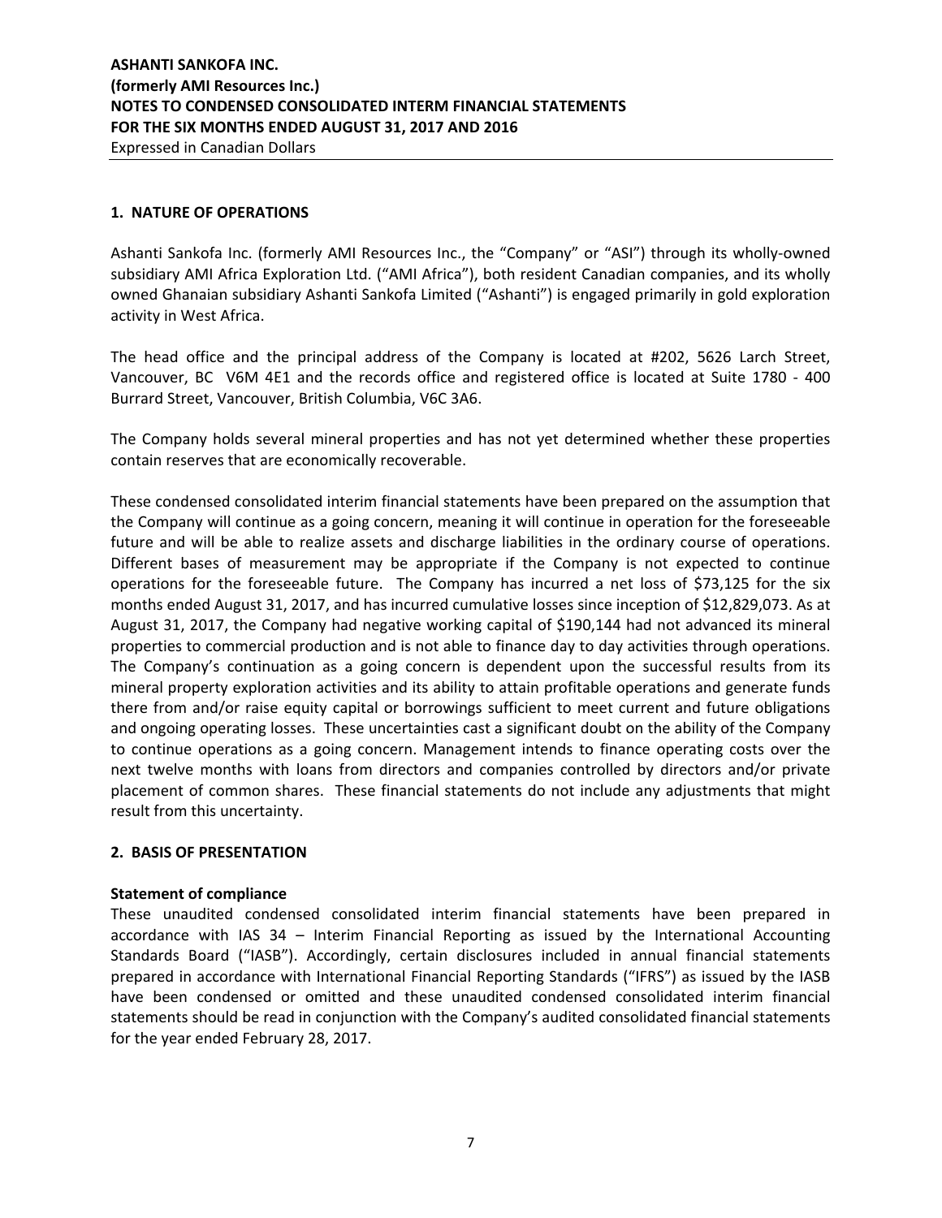## 1. NATURE OF OPERATIONS

Ashanti Sankofa Inc. (formerly AMI Resources Inc., the "Company" or "ASI") through its wholly-owned subsidiary AMI Africa Exploration Ltd. ("AMI Africa"), both resident Canadian companies, and its wholly owned Ghanaian subsidiary Ashanti Sankofa Limited ("Ashanti") is engaged primarily in gold exploration activity in West Africa.

The head office and the principal address of the Company is located at #202, 5626 Larch Street, Vancouver, BC V6M 4E1 and the records office and registered office is located at Suite 1780 - 400 Burrard Street, Vancouver, British Columbia, V6C 3A6.

The Company holds several mineral properties and has not yet determined whether these properties contain reserves that are economically recoverable.

These condensed consolidated interim financial statements have been prepared on the assumption that the Company will continue as a going concern, meaning it will continue in operation for the foreseeable future and will be able to realize assets and discharge liabilities in the ordinary course of operations. Different bases of measurement may be appropriate if the Company is not expected to continue operations for the foreseeable future. The Company has incurred a net loss of $73,125 for the six months ended August 31, 2017, and has incurred cumulative losses since inception of $12,829,073. As at August 31, 2017, the Company had negative working capital of $190,144 had not advanced its mineral properties to commercial production and is not able to finance day to day activities through operations. The Company's continuation as a going concern is dependent upon the successful results from its mineral property exploration activities and its ability to attain profitable operations and generate funds there from and/or raise equity capital or borrowings sufficient to meet current and future obligations and ongoing operating losses. These uncertainties cast a significant doubt on the ability of the Company to continue operations as a going concern. Management intends to finance operating costs over the next twelve months with loans from directors and companies controlled by directors and/or private placement of common shares. These financial statements do not include any adjustments that might result from this uncertainty.

## 2. BASIS OF PRESENTATION

**Statement of compliance**

These unaudited condensed consolidated interim financial statements have been prepared in accordance with IAS 34 – Interim Financial Reporting as issued by the International Accounting Standards Board ("IASB"). Accordingly, certain disclosures included in annual financial statements prepared in accordance with International Financial Reporting Standards ("IFRS") as issued by the IASB have been condensed or omitted and these unaudited condensed consolidated interim financial statements should be read in conjunction with the Company's audited consolidated financial statements for the year ended February 28, 2017.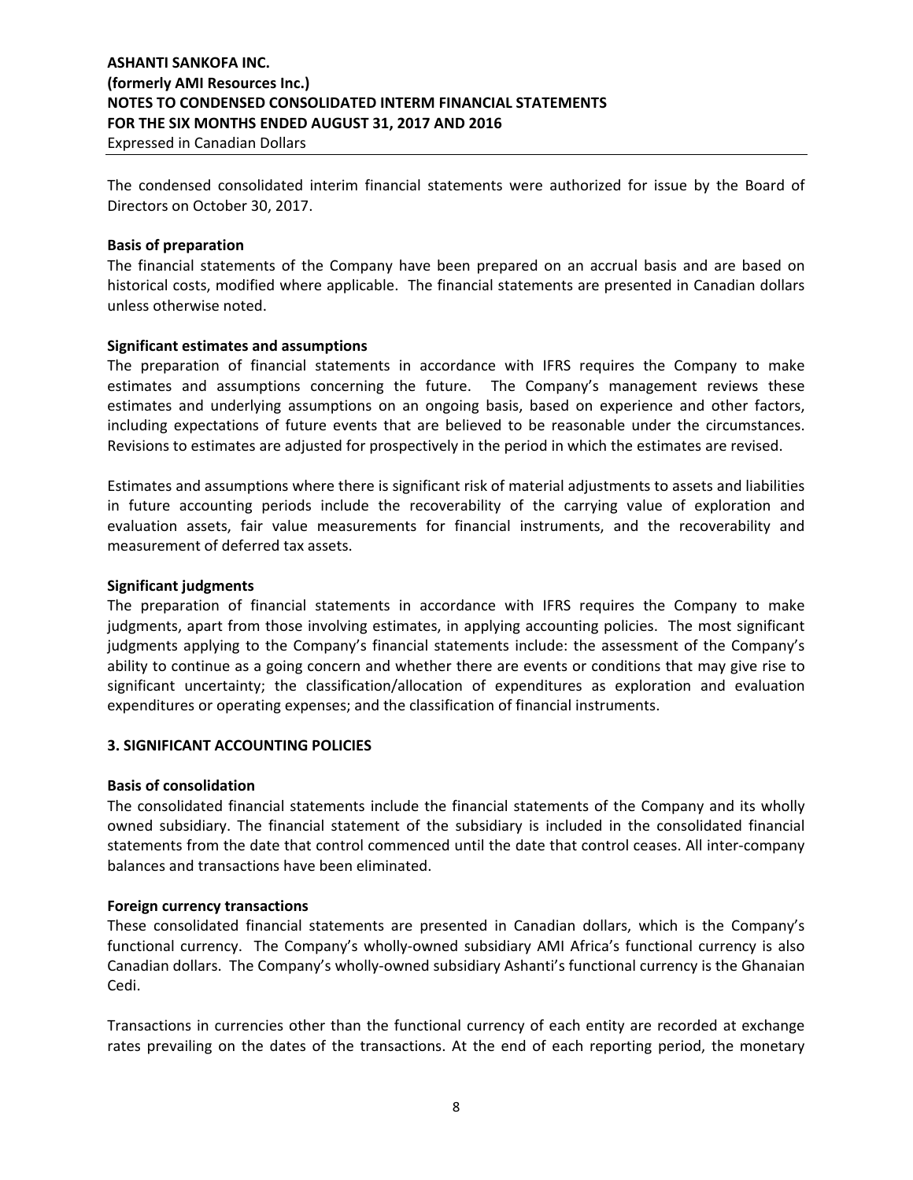The condensed consolidated interim financial statements were authorized for issue by the Board of Directors on October 30, 2017.

**Basis of preparation**

The financial statements of the Company have been prepared on an accrual basis and are based on historical costs, modified where applicable. The financial statements are presented in Canadian dollars unless otherwise noted.

**Significant estimates and assumptions**

The preparation of financial statements in accordance with IFRS requires the Company to make estimates and assumptions concerning the future. The Company's management reviews these estimates and underlying assumptions on an ongoing basis, based on experience and other factors, including expectations of future events that are believed to be reasonable under the circumstances. Revisions to estimates are adjusted for prospectively in the period in which the estimates are revised.

Estimates and assumptions where there is significant risk of material adjustments to assets and liabilities in future accounting periods include the recoverability of the carrying value of exploration and evaluation assets, fair value measurements for financial instruments, and the recoverability and measurement of deferred tax assets.

**Significant judgments**

The preparation of financial statements in accordance with IFRS requires the Company to make judgments, apart from those involving estimates, in applying accounting policies. The most significant judgments applying to the Company's financial statements include: the assessment of the Company's ability to continue as a going concern and whether there are events or conditions that may give rise to significant uncertainty; the classification/allocation of expenditures as exploration and evaluation expenditures or operating expenses; and the classification of financial instruments.

## 3. SIGNIFICANT ACCOUNTING POLICIES

**Basis of consolidation**

The consolidated financial statements include the financial statements of the Company and its wholly owned subsidiary. The financial statement of the subsidiary is included in the consolidated financial statements from the date that control commenced until the date that control ceases. All inter-company balances and transactions have been eliminated.

**Foreign currency transactions**

These consolidated financial statements are presented in Canadian dollars, which is the Company's functional currency. The Company's wholly-owned subsidiary AMI Africa's functional currency is also Canadian dollars. The Company's wholly-owned subsidiary Ashanti's functional currency is the Ghanaian Cedi.

Transactions in currencies other than the functional currency of each entity are recorded at exchange rates prevailing on the dates of the transactions. At the end of each reporting period, the monetary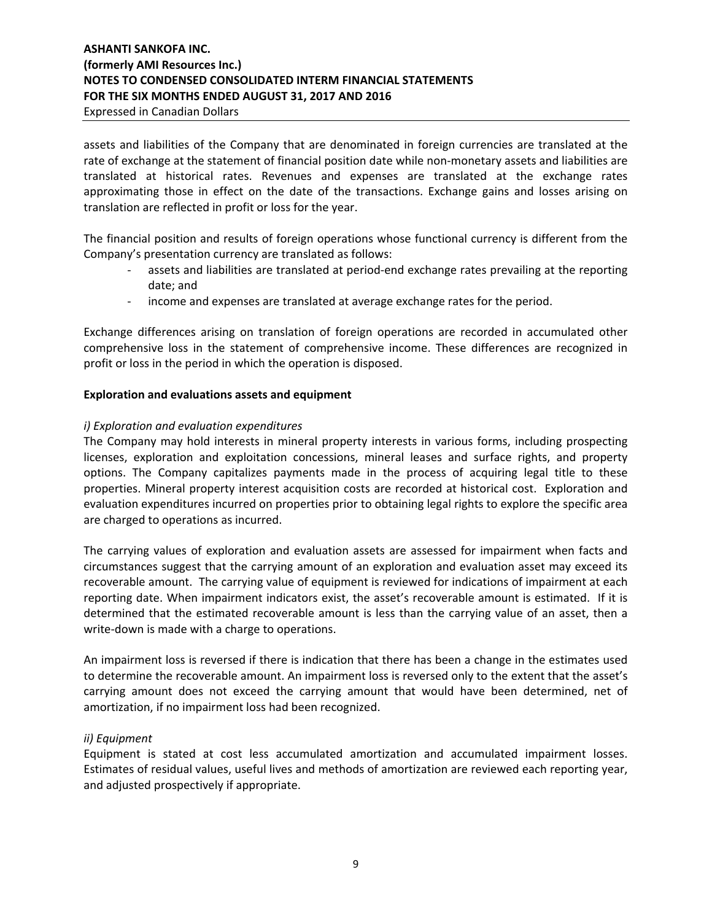assets and liabilities of the Company that are denominated in foreign currencies are translated at the rate of exchange at the statement of financial position date while non-monetary assets and liabilities are translated at historical rates. Revenues and expenses are translated at the exchange rates approximating those in effect on the date of the transactions. Exchange gains and losses arising on translation are reflected in profit or loss for the year.

The financial position and results of foreign operations whose functional currency is different from the Company's presentation currency are translated as follows:

- assets and liabilities are translated at period-end exchange rates prevailing at the reporting date; and
- income and expenses are translated at average exchange rates for the period.

Exchange differences arising on translation of foreign operations are recorded in accumulated other comprehensive loss in the statement of comprehensive income. These differences are recognized in profit or loss in the period in which the operation is disposed.

**Exploration and evaluations assets and equipment**

*i) Exploration and evaluation expenditures*

The Company may hold interests in mineral property interests in various forms, including prospecting licenses, exploration and exploitation concessions, mineral leases and surface rights, and property options. The Company capitalizes payments made in the process of acquiring legal title to these properties. Mineral property interest acquisition costs are recorded at historical cost. Exploration and evaluation expenditures incurred on properties prior to obtaining legal rights to explore the specific area are charged to operations as incurred.

The carrying values of exploration and evaluation assets are assessed for impairment when facts and circumstances suggest that the carrying amount of an exploration and evaluation asset may exceed its recoverable amount. The carrying value of equipment is reviewed for indications of impairment at each reporting date. When impairment indicators exist, the asset's recoverable amount is estimated. If it is determined that the estimated recoverable amount is less than the carrying value of an asset, then a write-down is made with a charge to operations.

An impairment loss is reversed if there is indication that there has been a change in the estimates used to determine the recoverable amount. An impairment loss is reversed only to the extent that the asset's carrying amount does not exceed the carrying amount that would have been determined, net of amortization, if no impairment loss had been recognized.

*ii) Equipment*

Equipment is stated at cost less accumulated amortization and accumulated impairment losses. Estimates of residual values, useful lives and methods of amortization are reviewed each reporting year, and adjusted prospectively if appropriate.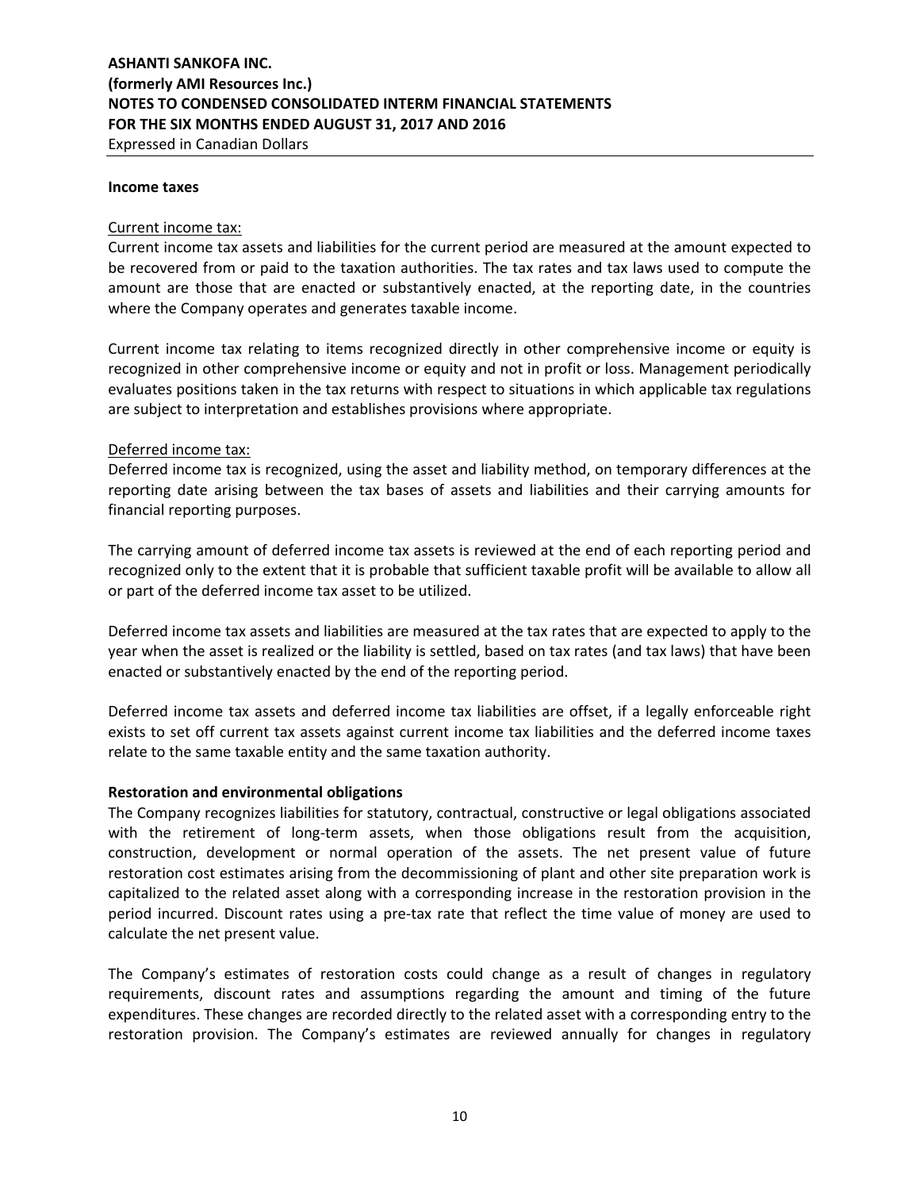**Income taxes**

Current income tax:

Current income tax assets and liabilities for the current period are measured at the amount expected to be recovered from or paid to the taxation authorities. The tax rates and tax laws used to compute the amount are those that are enacted or substantively enacted, at the reporting date, in the countries where the Company operates and generates taxable income.

Current income tax relating to items recognized directly in other comprehensive income or equity is recognized in other comprehensive income or equity and not in profit or loss. Management periodically evaluates positions taken in the tax returns with respect to situations in which applicable tax regulations are subject to interpretation and establishes provisions where appropriate.

Deferred income tax:

Deferred income tax is recognized, using the asset and liability method, on temporary differences at the reporting date arising between the tax bases of assets and liabilities and their carrying amounts for financial reporting purposes.

The carrying amount of deferred income tax assets is reviewed at the end of each reporting period and recognized only to the extent that it is probable that sufficient taxable profit will be available to allow all or part of the deferred income tax asset to be utilized.

Deferred income tax assets and liabilities are measured at the tax rates that are expected to apply to the year when the asset is realized or the liability is settled, based on tax rates (and tax laws) that have been enacted or substantively enacted by the end of the reporting period.

Deferred income tax assets and deferred income tax liabilities are offset, if a legally enforceable right exists to set off current tax assets against current income tax liabilities and the deferred income taxes relate to the same taxable entity and the same taxation authority.

**Restoration and environmental obligations**

The Company recognizes liabilities for statutory, contractual, constructive or legal obligations associated with the retirement of long-term assets, when those obligations result from the acquisition, construction, development or normal operation of the assets. The net present value of future restoration cost estimates arising from the decommissioning of plant and other site preparation work is capitalized to the related asset along with a corresponding increase in the restoration provision in the period incurred. Discount rates using a pre-tax rate that reflect the time value of money are used to calculate the net present value.

The Company's estimates of restoration costs could change as a result of changes in regulatory requirements, discount rates and assumptions regarding the amount and timing of the future expenditures. These changes are recorded directly to the related asset with a corresponding entry to the restoration provision. The Company's estimates are reviewed annually for changes in regulatory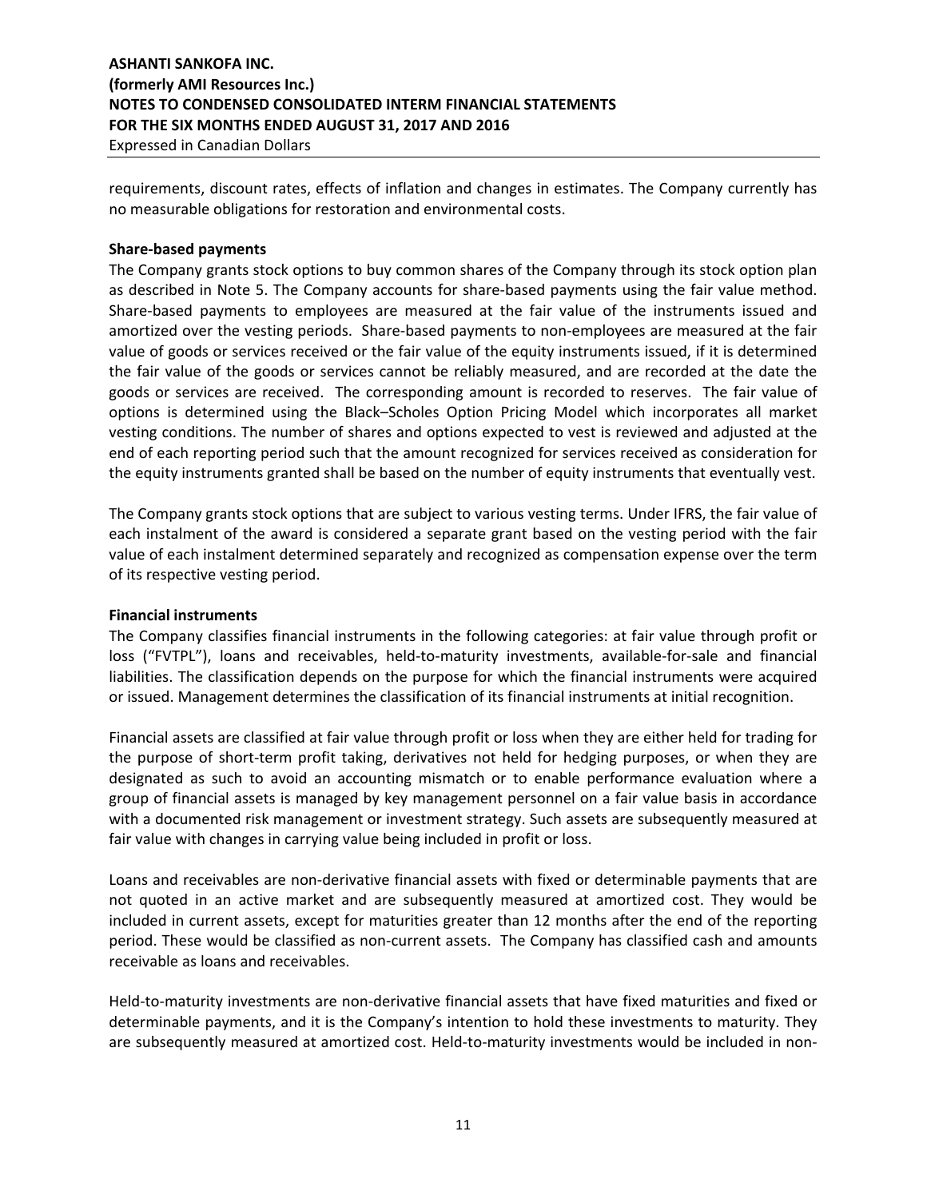requirements, discount rates, effects of inflation and changes in estimates. The Company currently has no measurable obligations for restoration and environmental costs.

**Share-based payments**

The Company grants stock options to buy common shares of the Company through its stock option plan as described in Note 5. The Company accounts for share-based payments using the fair value method. Share-based payments to employees are measured at the fair value of the instruments issued and amortized over the vesting periods. Share-based payments to non-employees are measured at the fair value of goods or services received or the fair value of the equity instruments issued, if it is determined the fair value of the goods or services cannot be reliably measured, and are recorded at the date the goods or services are received. The corresponding amount is recorded to reserves. The fair value of options is determined using the Black–Scholes Option Pricing Model which incorporates all market vesting conditions. The number of shares and options expected to vest is reviewed and adjusted at the end of each reporting period such that the amount recognized for services received as consideration for the equity instruments granted shall be based on the number of equity instruments that eventually vest.

The Company grants stock options that are subject to various vesting terms. Under IFRS, the fair value of each instalment of the award is considered a separate grant based on the vesting period with the fair value of each instalment determined separately and recognized as compensation expense over the term of its respective vesting period.

**Financial instruments**

The Company classifies financial instruments in the following categories: at fair value through profit or loss ("FVTPL"), loans and receivables, held-to-maturity investments, available-for-sale and financial liabilities. The classification depends on the purpose for which the financial instruments were acquired or issued. Management determines the classification of its financial instruments at initial recognition.

Financial assets are classified at fair value through profit or loss when they are either held for trading for the purpose of short-term profit taking, derivatives not held for hedging purposes, or when they are designated as such to avoid an accounting mismatch or to enable performance evaluation where a group of financial assets is managed by key management personnel on a fair value basis in accordance with a documented risk management or investment strategy. Such assets are subsequently measured at fair value with changes in carrying value being included in profit or loss.

Loans and receivables are non-derivative financial assets with fixed or determinable payments that are not quoted in an active market and are subsequently measured at amortized cost. They would be included in current assets, except for maturities greater than 12 months after the end of the reporting period. These would be classified as non-current assets. The Company has classified cash and amounts receivable as loans and receivables.

Held-to-maturity investments are non-derivative financial assets that have fixed maturities and fixed or determinable payments, and it is the Company's intention to hold these investments to maturity. They are subsequently measured at amortized cost. Held-to-maturity investments would be included in non-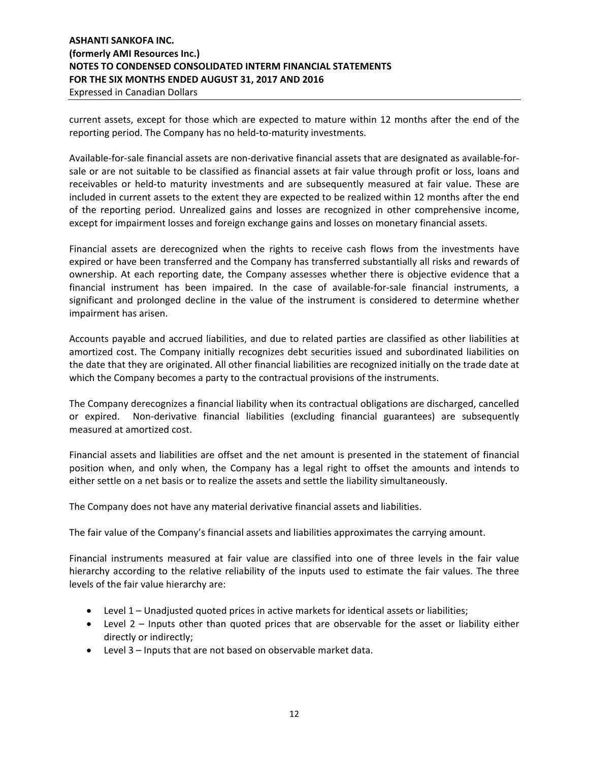current assets, except for those which are expected to mature within 12 months after the end of the reporting period. The Company has no held-to-maturity investments.

Available-for-sale financial assets are non-derivative financial assets that are designated as available-for-sale or are not suitable to be classified as financial assets at fair value through profit or loss, loans and receivables or held-to maturity investments and are subsequently measured at fair value. These are included in current assets to the extent they are expected to be realized within 12 months after the end of the reporting period. Unrealized gains and losses are recognized in other comprehensive income, except for impairment losses and foreign exchange gains and losses on monetary financial assets.

Financial assets are derecognized when the rights to receive cash flows from the investments have expired or have been transferred and the Company has transferred substantially all risks and rewards of ownership. At each reporting date, the Company assesses whether there is objective evidence that a financial instrument has been impaired. In the case of available-for-sale financial instruments, a significant and prolonged decline in the value of the instrument is considered to determine whether impairment has arisen.

Accounts payable and accrued liabilities, and due to related parties are classified as other liabilities at amortized cost. The Company initially recognizes debt securities issued and subordinated liabilities on the date that they are originated. All other financial liabilities are recognized initially on the trade date at which the Company becomes a party to the contractual provisions of the instruments.

The Company derecognizes a financial liability when its contractual obligations are discharged, cancelled or expired. Non-derivative financial liabilities (excluding financial guarantees) are subsequently measured at amortized cost.

Financial assets and liabilities are offset and the net amount is presented in the statement of financial position when, and only when, the Company has a legal right to offset the amounts and intends to either settle on a net basis or to realize the assets and settle the liability simultaneously.

The Company does not have any material derivative financial assets and liabilities.

The fair value of the Company's financial assets and liabilities approximates the carrying amount.

Financial instruments measured at fair value are classified into one of three levels in the fair value hierarchy according to the relative reliability of the inputs used to estimate the fair values. The three levels of the fair value hierarchy are:

- Level 1 – Unadjusted quoted prices in active markets for identical assets or liabilities;
- Level 2 – Inputs other than quoted prices that are observable for the asset or liability either directly or indirectly;
- Level 3 – Inputs that are not based on observable market data.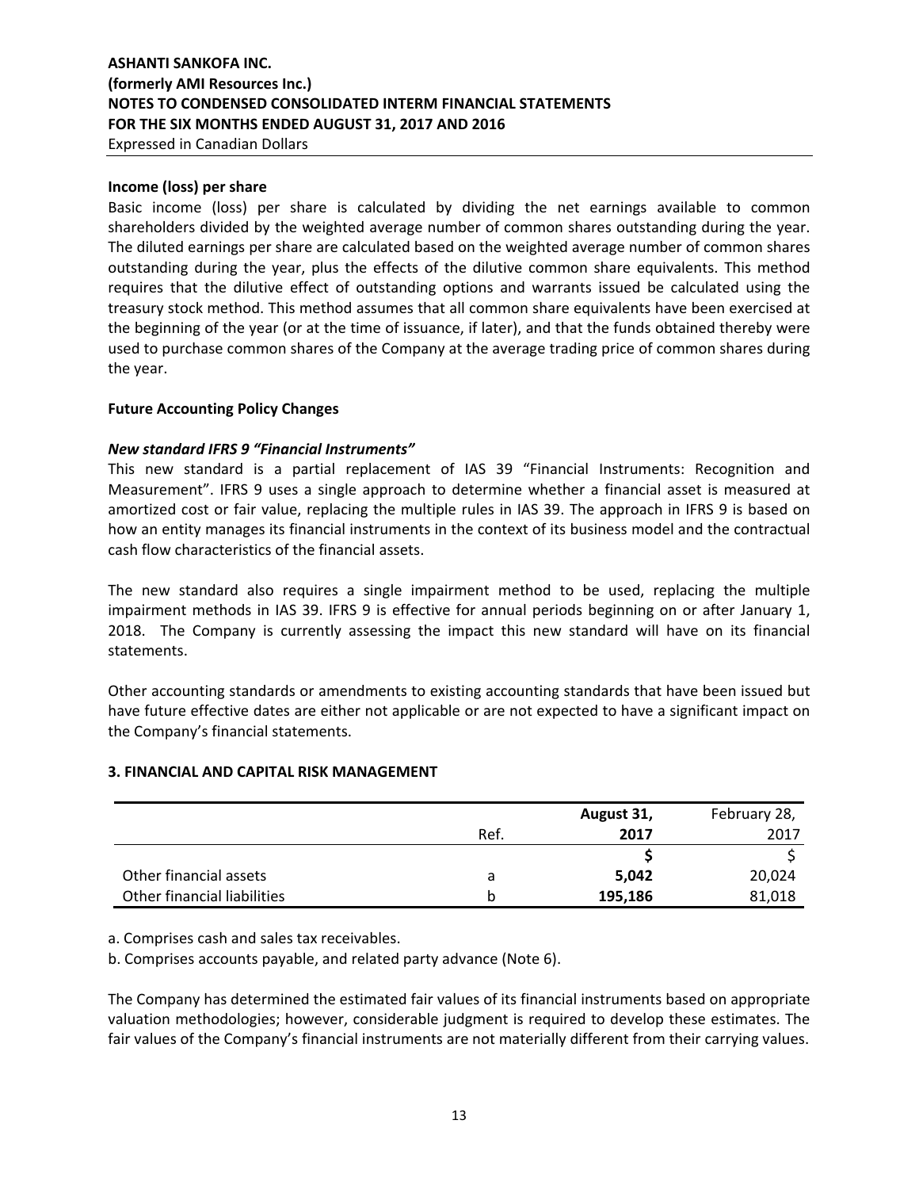### Income (loss) per share

Basic income (loss) per share is calculated by dividing the net earnings available to common shareholders divided by the weighted average number of common shares outstanding during the year. The diluted earnings per share are calculated based on the weighted average number of common shares outstanding during the year, plus the effects of the dilutive common share equivalents. This method requires that the dilutive effect of outstanding options and warrants issued be calculated using the treasury stock method. This method assumes that all common share equivalents have been exercised at the beginning of the year (or at the time of issuance, if later), and that the funds obtained thereby were used to purchase common shares of the Company at the average trading price of common shares during the year.

### Future Accounting Policy Changes

#### *New standard IFRS 9 "Financial Instruments"*

This new standard is a partial replacement of IAS 39 "Financial Instruments: Recognition and Measurement". IFRS 9 uses a single approach to determine whether a financial asset is measured at amortized cost or fair value, replacing the multiple rules in IAS 39. The approach in IFRS 9 is based on how an entity manages its financial instruments in the context of its business model and the contractual cash flow characteristics of the financial assets.

The new standard also requires a single impairment method to be used, replacing the multiple impairment methods in IAS 39. IFRS 9 is effective for annual periods beginning on or after January 1, 2018. The Company is currently assessing the impact this new standard will have on its financial statements.

Other accounting standards or amendments to existing accounting standards that have been issued but have future effective dates are either not applicable or are not expected to have a significant impact on the Company's financial statements.

## 3. FINANCIAL AND CAPITAL RISK MANAGEMENT

| | Ref. | **August 31, 2017** | February 28, 2017 |
|---|---|---|---|
| | | **$** | $ |
| Other financial assets | a | **5,042** | 20,024 |
| Other financial liabilities | b | **195,186** | 81,018 |

a. Comprises cash and sales tax receivables.

b. Comprises accounts payable, and related party advance (Note 6).

The Company has determined the estimated fair values of its financial instruments based on appropriate valuation methodologies; however, considerable judgment is required to develop these estimates. The fair values of the Company's financial instruments are not materially different from their carrying values.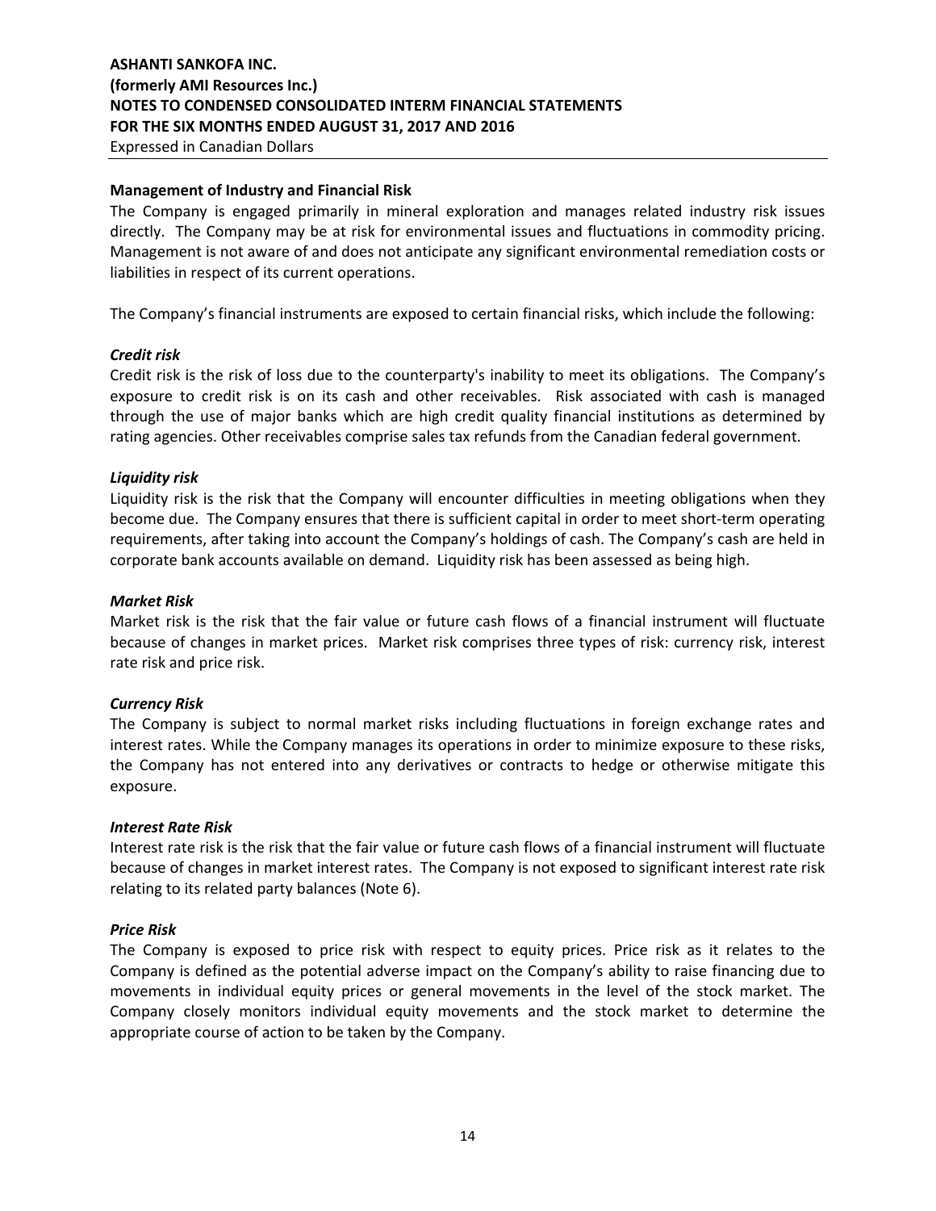**Management of Industry and Financial Risk**

The Company is engaged primarily in mineral exploration and manages related industry risk issues directly. The Company may be at risk for environmental issues and fluctuations in commodity pricing. Management is not aware of and does not anticipate any significant environmental remediation costs or liabilities in respect of its current operations.

The Company's financial instruments are exposed to certain financial risks, which include the following:

***Credit risk***

Credit risk is the risk of loss due to the counterparty's inability to meet its obligations. The Company's exposure to credit risk is on its cash and other receivables. Risk associated with cash is managed through the use of major banks which are high credit quality financial institutions as determined by rating agencies. Other receivables comprise sales tax refunds from the Canadian federal government.

***Liquidity risk***

Liquidity risk is the risk that the Company will encounter difficulties in meeting obligations when they become due. The Company ensures that there is sufficient capital in order to meet short-term operating requirements, after taking into account the Company's holdings of cash. The Company's cash are held in corporate bank accounts available on demand. Liquidity risk has been assessed as being high.

***Market Risk***

Market risk is the risk that the fair value or future cash flows of a financial instrument will fluctuate because of changes in market prices. Market risk comprises three types of risk: currency risk, interest rate risk and price risk.

***Currency Risk***

The Company is subject to normal market risks including fluctuations in foreign exchange rates and interest rates. While the Company manages its operations in order to minimize exposure to these risks, the Company has not entered into any derivatives or contracts to hedge or otherwise mitigate this exposure.

***Interest Rate Risk***

Interest rate risk is the risk that the fair value or future cash flows of a financial instrument will fluctuate because of changes in market interest rates. The Company is not exposed to significant interest rate risk relating to its related party balances (Note 6).

***Price Risk***

The Company is exposed to price risk with respect to equity prices. Price risk as it relates to the Company is defined as the potential adverse impact on the Company's ability to raise financing due to movements in individual equity prices or general movements in the level of the stock market. The Company closely monitors individual equity movements and the stock market to determine the appropriate course of action to be taken by the Company.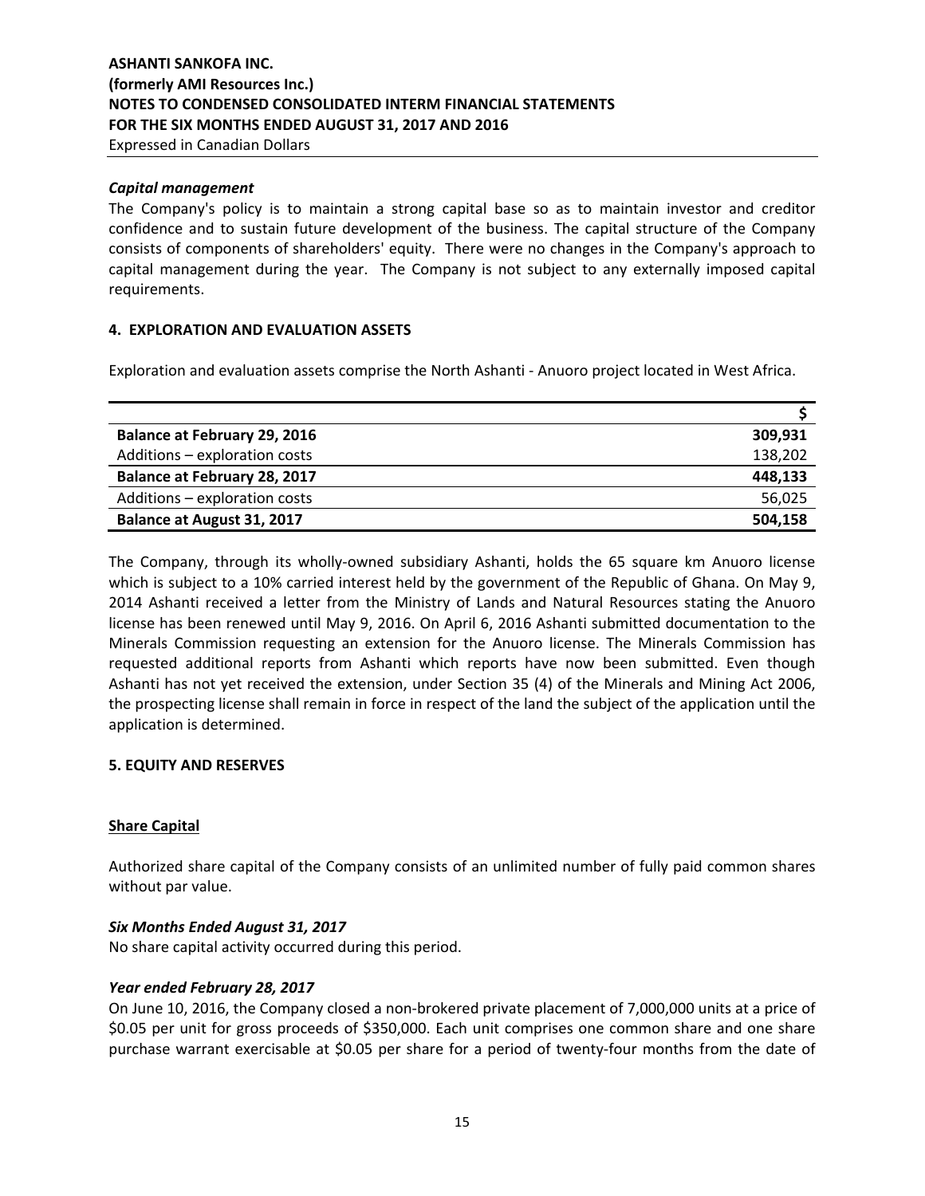### *Capital management*

The Company's policy is to maintain a strong capital base so as to maintain investor and creditor confidence and to sustain future development of the business. The capital structure of the Company consists of components of shareholders' equity. There were no changes in the Company's approach to capital management during the year. The Company is not subject to any externally imposed capital requirements.

## 4. EXPLORATION AND EVALUATION ASSETS

Exploration and evaluation assets comprise the North Ashanti - Anuoro project located in West Africa.

| | $ |
|---|---:|
| **Balance at February 29, 2016** | **309,931** |
| Additions – exploration costs | 138,202 |
| **Balance at February 28, 2017** | **448,133** |
| Additions – exploration costs | 56,025 |
| **Balance at August 31, 2017** | **504,158** |

The Company, through its wholly-owned subsidiary Ashanti, holds the 65 square km Anuoro license which is subject to a 10% carried interest held by the government of the Republic of Ghana. On May 9, 2014 Ashanti received a letter from the Ministry of Lands and Natural Resources stating the Anuoro license has been renewed until May 9, 2016. On April 6, 2016 Ashanti submitted documentation to the Minerals Commission requesting an extension for the Anuoro license. The Minerals Commission has requested additional reports from Ashanti which reports have now been submitted. Even though Ashanti has not yet received the extension, under Section 35 (4) of the Minerals and Mining Act 2006, the prospecting license shall remain in force in respect of the land the subject of the application until the application is determined.

## 5. EQUITY AND RESERVES

### Share Capital

Authorized share capital of the Company consists of an unlimited number of fully paid common shares without par value.

### *Six Months Ended August 31, 2017*

No share capital activity occurred during this period.

### *Year ended February 28, 2017*

On June 10, 2016, the Company closed a non-brokered private placement of 7,000,000 units at a price of $0.05 per unit for gross proceeds of $350,000. Each unit comprises one common share and one share purchase warrant exercisable at $0.05 per share for a period of twenty-four months from the date of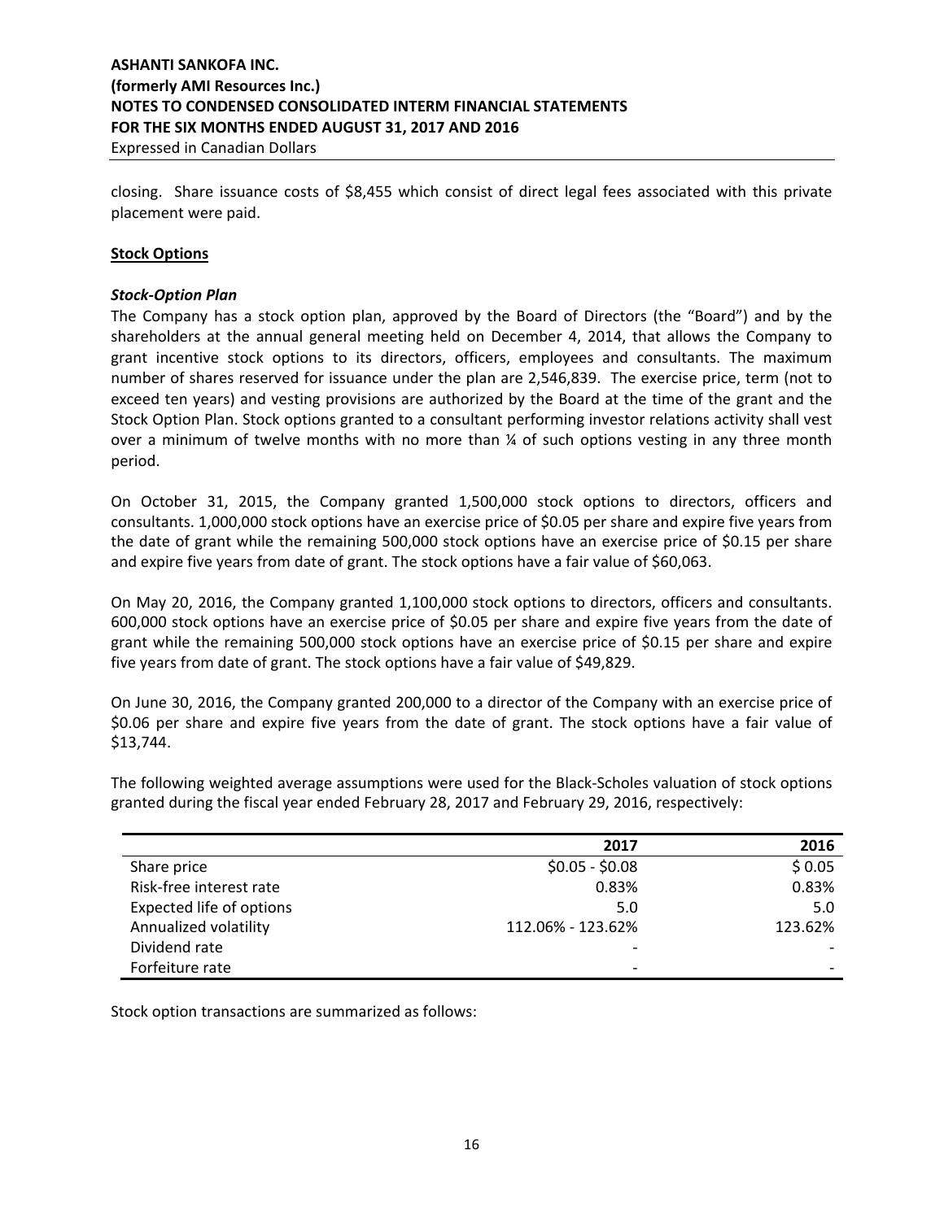closing. Share issuance costs of $8,455 which consist of direct legal fees associated with this private placement were paid.

**Stock Options**

***Stock-Option Plan***

The Company has a stock option plan, approved by the Board of Directors (the "Board") and by the shareholders at the annual general meeting held on December 4, 2014, that allows the Company to grant incentive stock options to its directors, officers, employees and consultants. The maximum number of shares reserved for issuance under the plan are 2,546,839. The exercise price, term (not to exceed ten years) and vesting provisions are authorized by the Board at the time of the grant and the Stock Option Plan. Stock options granted to a consultant performing investor relations activity shall vest over a minimum of twelve months with no more than ¼ of such options vesting in any three month period.

On October 31, 2015, the Company granted 1,500,000 stock options to directors, officers and consultants. 1,000,000 stock options have an exercise price of $0.05 per share and expire five years from the date of grant while the remaining 500,000 stock options have an exercise price of $0.15 per share and expire five years from date of grant. The stock options have a fair value of $60,063.

On May 20, 2016, the Company granted 1,100,000 stock options to directors, officers and consultants. 600,000 stock options have an exercise price of $0.05 per share and expire five years from the date of grant while the remaining 500,000 stock options have an exercise price of $0.15 per share and expire five years from date of grant. The stock options have a fair value of $49,829.

On June 30, 2016, the Company granted 200,000 to a director of the Company with an exercise price of $0.06 per share and expire five years from the date of grant. The stock options have a fair value of $13,744.

The following weighted average assumptions were used for the Black-Scholes valuation of stock options granted during the fiscal year ended February 28, 2017 and February 29, 2016, respectively:

| | 2017 | 2016 |
|---|---|---|
| Share price | $0.05 - $0.08 | $ 0.05 |
| Risk-free interest rate | 0.83% | 0.83% |
| Expected life of options | 5.0 | 5.0 |
| Annualized volatility | 112.06% - 123.62% | 123.62% |
| Dividend rate | - | - |
| Forfeiture rate | - | - |

Stock option transactions are summarized as follows: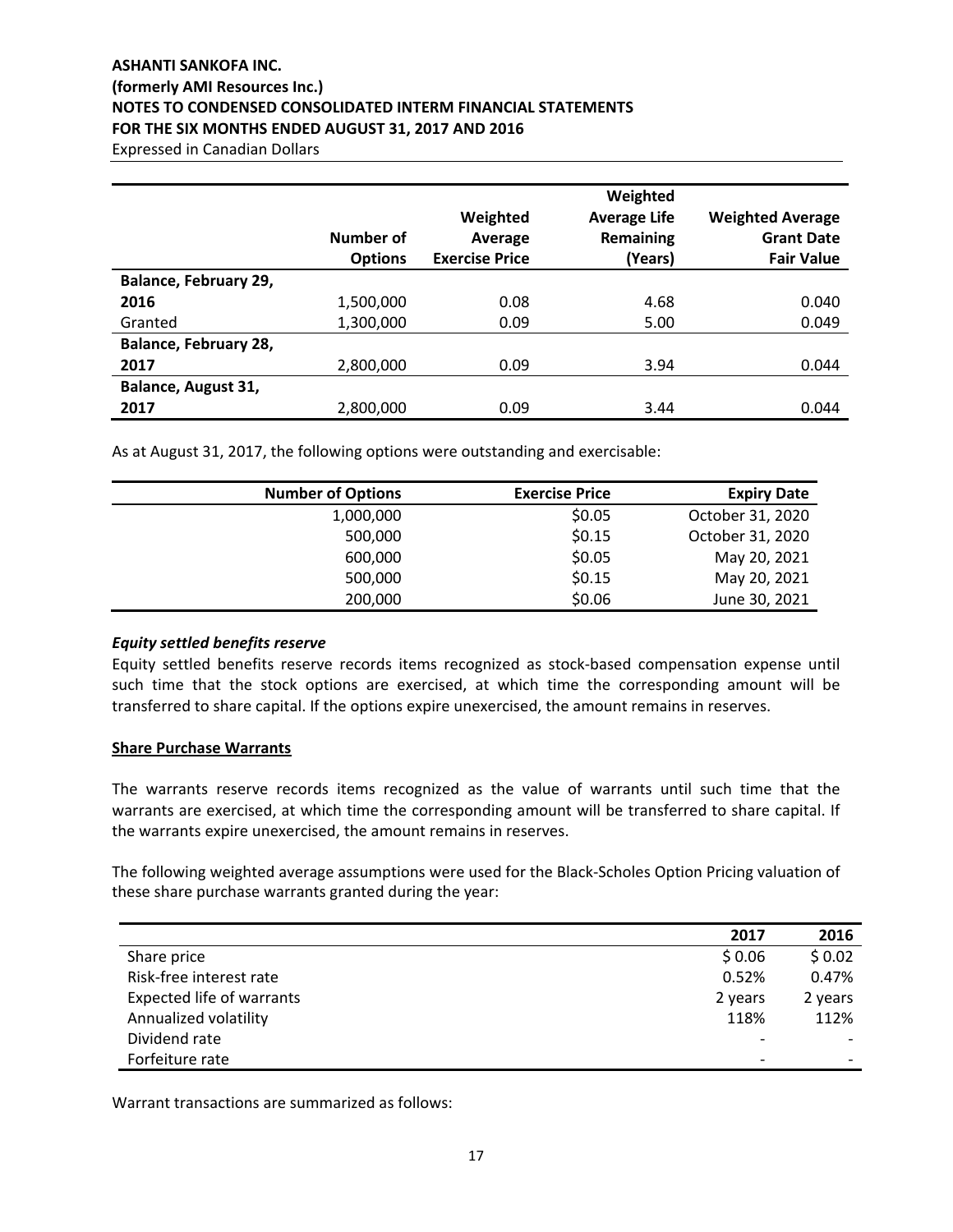|  | Number of Options | Weighted Average Exercise Price | Weighted Average Life Remaining (Years) | Weighted Average Grant Date Fair Value |
|---|---|---|---|---|
| **Balance, February 29, 2016** | 1,500,000 | 0.08 | 4.68 | 0.040 |
| Granted | 1,300,000 | 0.09 | 5.00 | 0.049 |
| **Balance, February 28, 2017** | 2,800,000 | 0.09 | 3.94 | 0.044 |
| **Balance, August 31, 2017** | 2,800,000 | 0.09 | 3.44 | 0.044 |

As at August 31, 2017, the following options were outstanding and exercisable:

| Number of Options | Exercise Price | Expiry Date |
|---|---|---|
| 1,000,000 | $0.05 | October 31, 2020 |
| 500,000 | $0.15 | October 31, 2020 |
| 600,000 | $0.05 | May 20, 2021 |
| 500,000 | $0.15 | May 20, 2021 |
| 200,000 | $0.06 | June 30, 2021 |

***Equity settled benefits reserve***

Equity settled benefits reserve records items recognized as stock-based compensation expense until such time that the stock options are exercised, at which time the corresponding amount will be transferred to share capital. If the options expire unexercised, the amount remains in reserves.

**Share Purchase Warrants**

The warrants reserve records items recognized as the value of warrants until such time that the warrants are exercised, at which time the corresponding amount will be transferred to share capital. If the warrants expire unexercised, the amount remains in reserves.

The following weighted average assumptions were used for the Black-Scholes Option Pricing valuation of these share purchase warrants granted during the year:

|  | 2017 | 2016 |
|---|---|---|
| Share price | $ 0.06 | $ 0.02 |
| Risk-free interest rate | 0.52% | 0.47% |
| Expected life of warrants | 2 years | 2 years |
| Annualized volatility | 118% | 112% |
| Dividend rate | - | - |
| Forfeiture rate | - | - |

Warrant transactions are summarized as follows: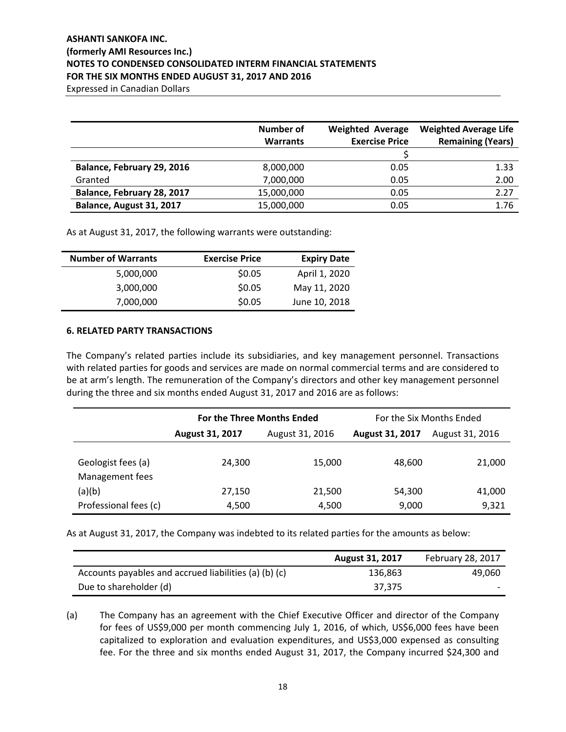| | Number of Warrants | Weighted Average Exercise Price | Weighted Average Life Remaining (Years) |
|---|---|---|---|
| | | $ | |
| **Balance, February 29, 2016** | 8,000,000 | 0.05 | 1.33 |
| Granted | 7,000,000 | 0.05 | 2.00 |
| **Balance, February 28, 2017** | 15,000,000 | 0.05 | 2.27 |
| **Balance, August 31, 2017** | 15,000,000 | 0.05 | 1.76 |

As at August 31, 2017, the following warrants were outstanding:

| Number of Warrants | Exercise Price | Expiry Date |
|---|---|---|
| 5,000,000 | $0.05 | April 1, 2020 |
| 3,000,000 | $0.05 | May 11, 2020 |
| 7,000,000 | $0.05 | June 10, 2018 |

**6. RELATED PARTY TRANSACTIONS**

The Company's related parties include its subsidiaries, and key management personnel. Transactions with related parties for goods and services are made on normal commercial terms and are considered to be at arm's length. The remuneration of the Company's directors and other key management personnel during the three and six months ended August 31, 2017 and 2016 are as follows:

| | **For the Three Months Ended** | | For the Six Months Ended | |
|---|---|---|---|---|
| | **August 31, 2017** | August 31, 2016 | **August 31, 2017** | August 31, 2016 |
| Geologist fees (a) | 24,300 | 15,000 | 48,600 | 21,000 |
| Management fees (a)(b) | 27,150 | 21,500 | 54,300 | 41,000 |
| Professional fees (c) | 4,500 | 4,500 | 9,000 | 9,321 |

As at August 31, 2017, the Company was indebted to its related parties for the amounts as below:

| | **August 31, 2017** | February 28, 2017 |
|---|---|---|
| Accounts payables and accrued liabilities (a) (b) (c) | 136,863 | 49,060 |
| Due to shareholder (d) | 37,375 | - |

(a) The Company has an agreement with the Chief Executive Officer and director of the Company for fees of US$9,000 per month commencing July 1, 2016, of which, US$6,000 fees have been capitalized to exploration and evaluation expenditures, and US$3,000 expensed as consulting fee. For the three and six months ended August 31, 2017, the Company incurred $24,300 and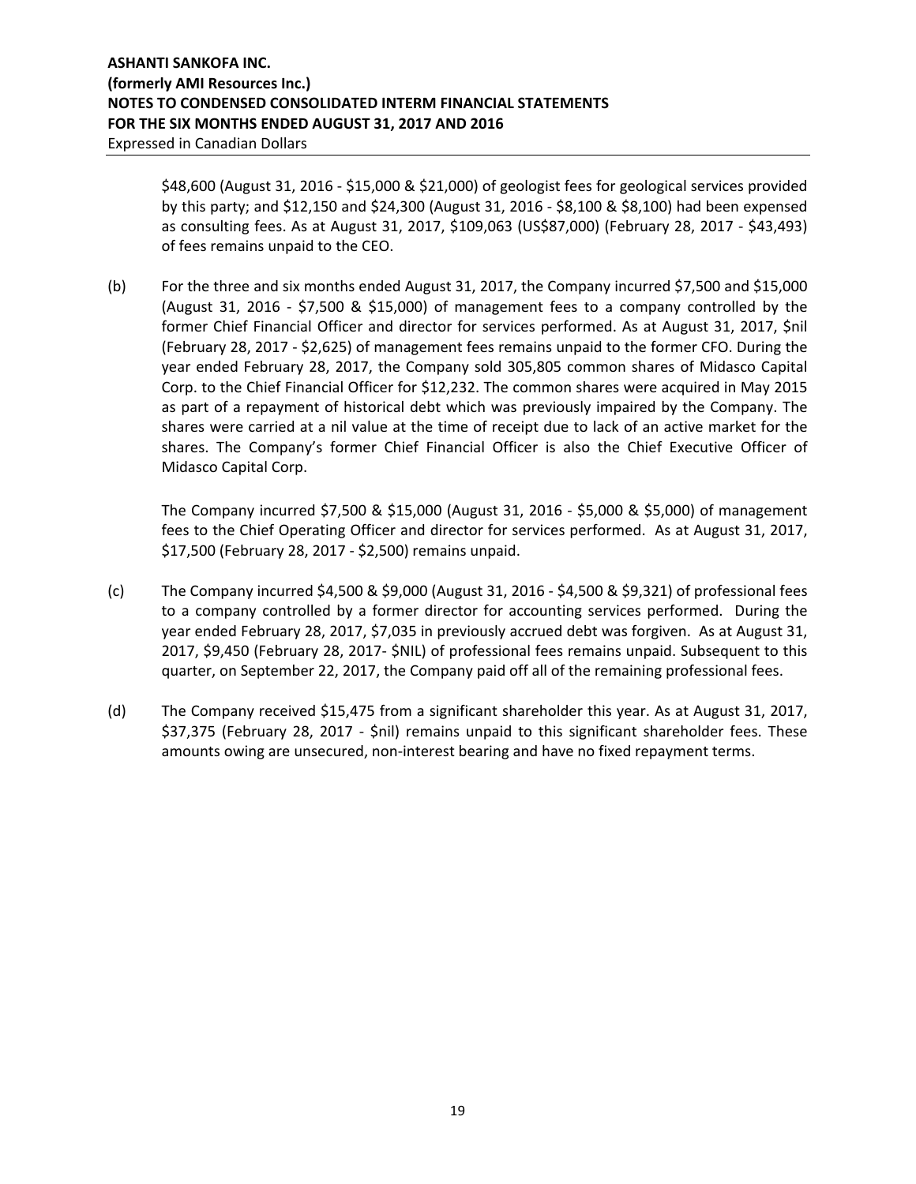$48,600 (August 31, 2016 - $15,000 & $21,000) of geologist fees for geological services provided by this party; and $12,150 and $24,300 (August 31, 2016 - $8,100 & $8,100) had been expensed as consulting fees. As at August 31, 2017, $109,063 (US$87,000) (February 28, 2017 - $43,493) of fees remains unpaid to the CEO.

(b) For the three and six months ended August 31, 2017, the Company incurred $7,500 and $15,000 (August 31, 2016 - $7,500 & $15,000) of management fees to a company controlled by the former Chief Financial Officer and director for services performed. As at August 31, 2017, $nil (February 28, 2017 - $2,625) of management fees remains unpaid to the former CFO. During the year ended February 28, 2017, the Company sold 305,805 common shares of Midasco Capital Corp. to the Chief Financial Officer for $12,232. The common shares were acquired in May 2015 as part of a repayment of historical debt which was previously impaired by the Company. The shares were carried at a nil value at the time of receipt due to lack of an active market for the shares. The Company's former Chief Financial Officer is also the Chief Executive Officer of Midasco Capital Corp.

The Company incurred $7,500 & $15,000 (August 31, 2016 - $5,000 & $5,000) of management fees to the Chief Operating Officer and director for services performed. As at August 31, 2017, $17,500 (February 28, 2017 - $2,500) remains unpaid.

(c) The Company incurred $4,500 & $9,000 (August 31, 2016 - $4,500 & $9,321) of professional fees to a company controlled by a former director for accounting services performed. During the year ended February 28, 2017, $7,035 in previously accrued debt was forgiven. As at August 31, 2017, $9,450 (February 28, 2017- $NIL) of professional fees remains unpaid. Subsequent to this quarter, on September 22, 2017, the Company paid off all of the remaining professional fees.

(d) The Company received $15,475 from a significant shareholder this year. As at August 31, 2017, $37,375 (February 28, 2017 - $nil) remains unpaid to this significant shareholder fees. These amounts owing are unsecured, non-interest bearing and have no fixed repayment terms.